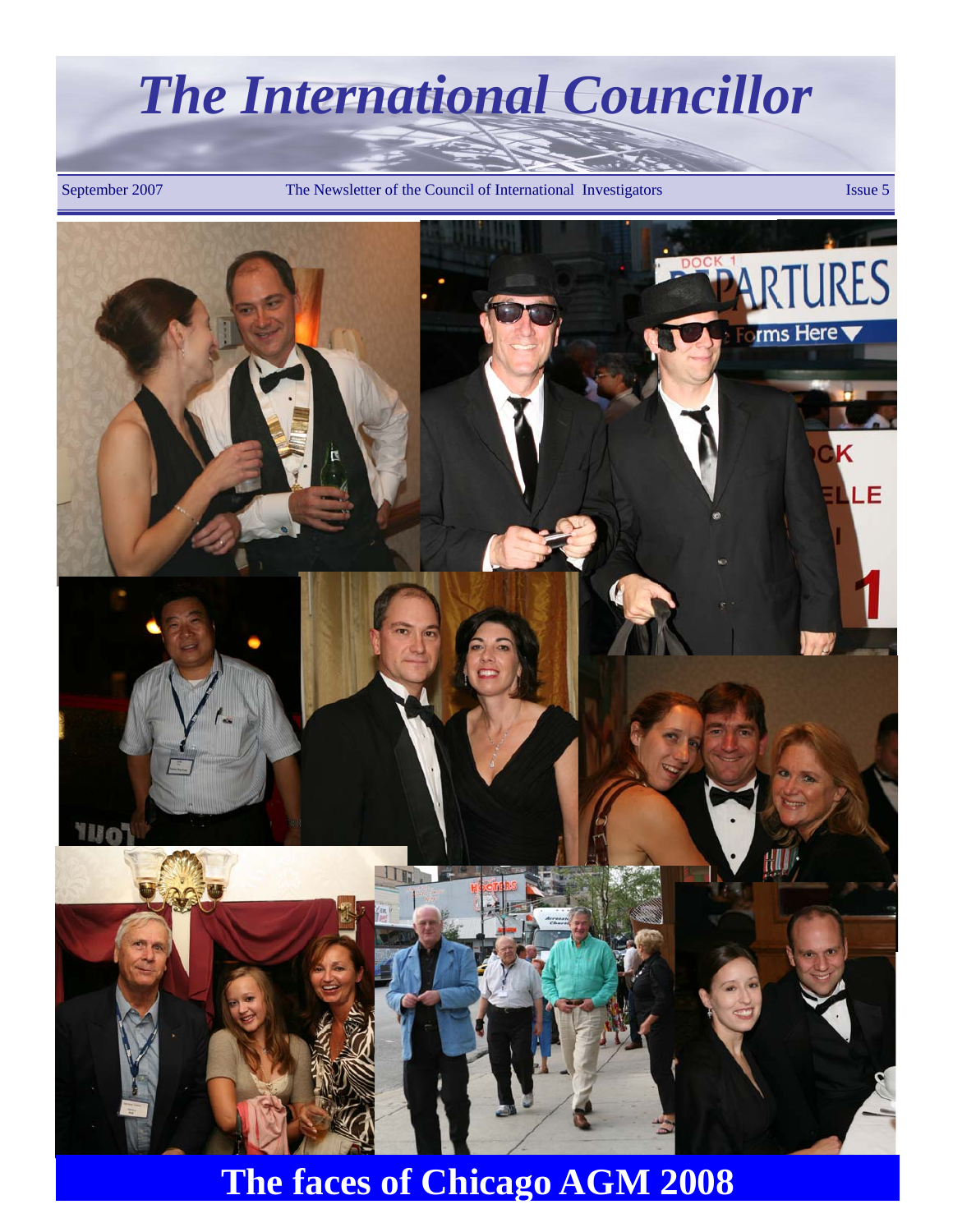# *The International Councillor*

September 2007 — The Newsletter of the Council of International Investigators — Issue 5

## The faces of Chicago AGM 2008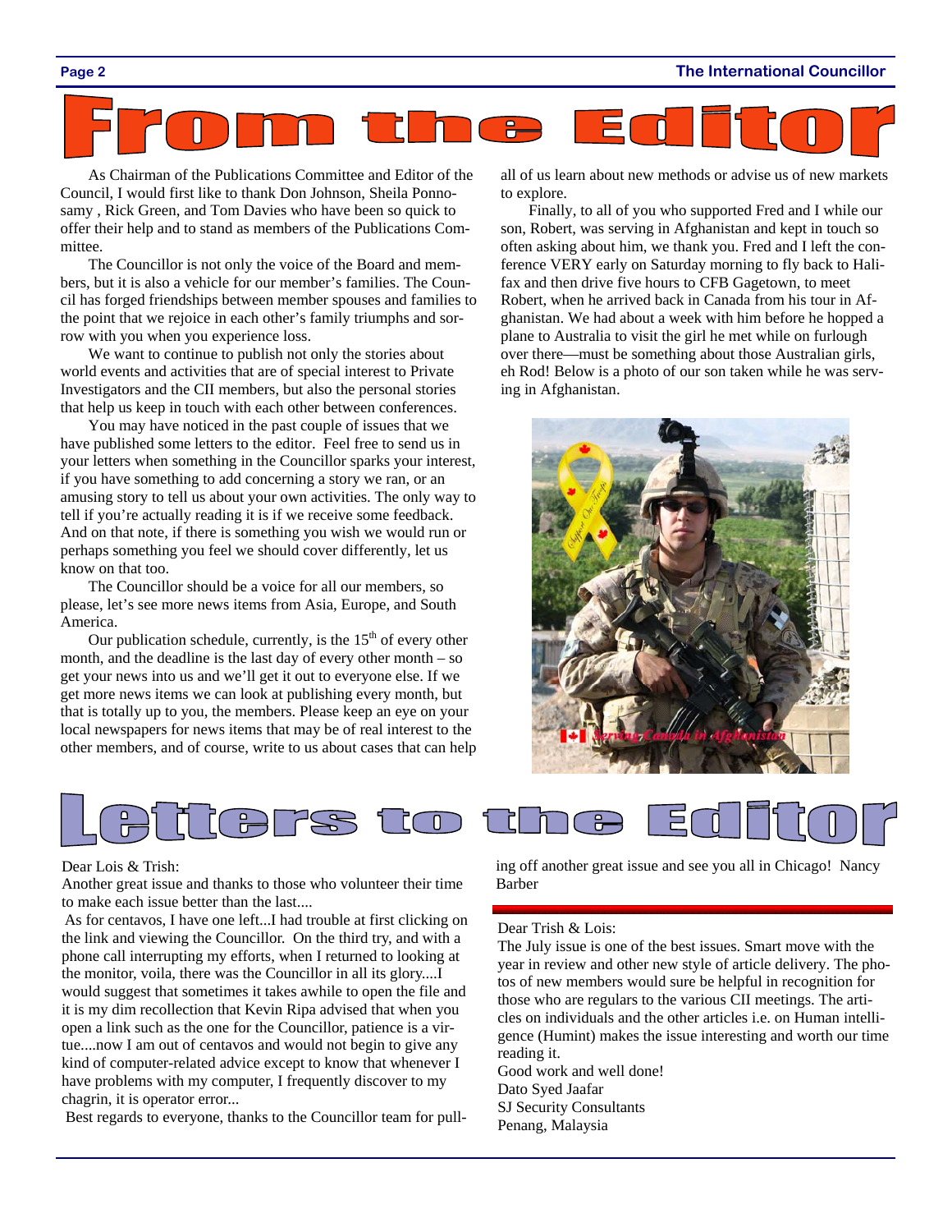# From the Editor

As Chairman of the Publications Committee and Editor of the Council, I would first like to thank Don Johnson, Sheila Ponnosamy , Rick Green, and Tom Davies who have been so quick to offer their help and to stand as members of the Publications Committee.

The Councillor is not only the voice of the Board and members, but it is also a vehicle for our member's families. The Council has forged friendships between member spouses and families to the point that we rejoice in each other's family triumphs and sorrow with you when you experience loss.

We want to continue to publish not only the stories about world events and activities that are of special interest to Private Investigators and the CII members, but also the personal stories that help us keep in touch with each other between conferences.

You may have noticed in the past couple of issues that we have published some letters to the editor. Feel free to send us in your letters when something in the Councillor sparks your interest, if you have something to add concerning a story we ran, or an amusing story to tell us about your own activities. The only way to tell if you're actually reading it is if we receive some feedback. And on that note, if there is something you wish we would run or perhaps something you feel we should cover differently, let us know on that too.

The Councillor should be a voice for all our members, so please, let's see more news items from Asia, Europe, and South America.

Our publication schedule, currently, is the 15th of every other month, and the deadline is the last day of every other month – so get your news into us and we'll get it out to everyone else. If we get more news items we can look at publishing every month, but that is totally up to you, the members. Please keep an eye on your local newspapers for news items that may be of real interest to the other members, and of course, write to us about cases that can help all of us learn about new methods or advise us of new markets to explore.

Finally, to all of you who supported Fred and I while our son, Robert, was serving in Afghanistan and kept in touch so often asking about him, we thank you. Fred and I left the conference VERY early on Saturday morning to fly back to Halifax and then drive five hours to CFB Gagetown, to meet Robert, when he arrived back in Canada from his tour in Afghanistan. We had about a week with him before he hopped a plane to Australia to visit the girl he met while on furlough over there—must be something about those Australian girls, eh Rod! Below is a photo of our son taken while he was serving in Afghanistan.

# Letters to the Editor

Dear Lois & Trish:

Another great issue and thanks to those who volunteer their time to make each issue better than the last....

As for centavos, I have one left...I had trouble at first clicking on the link and viewing the Councillor. On the third try, and with a phone call interrupting my efforts, when I returned to looking at the monitor, voila, there was the Councillor in all its glory....I would suggest that sometimes it takes awhile to open the file and it is my dim recollection that Kevin Ripa advised that when you open a link such as the one for the Councillor, patience is a virtue....now I am out of centavos and would not begin to give any kind of computer-related advice except to know that whenever I have problems with my computer, I frequently discover to my chagrin, it is operator error...

Best regards to everyone, thanks to the Councillor team for pulling off another great issue and see you all in Chicago! Nancy Barber

---

Dear Trish & Lois:

The July issue is one of the best issues. Smart move with the year in review and other new style of article delivery. The photos of new members would sure be helpful in recognition for those who are regulars to the various CII meetings. The articles on individuals and the other articles i.e. on Human intelligence (Humint) makes the issue interesting and worth our time reading it.

Good work and well done!

Dato Syed Jaafar
SJ Security Consultants
Penang, Malaysia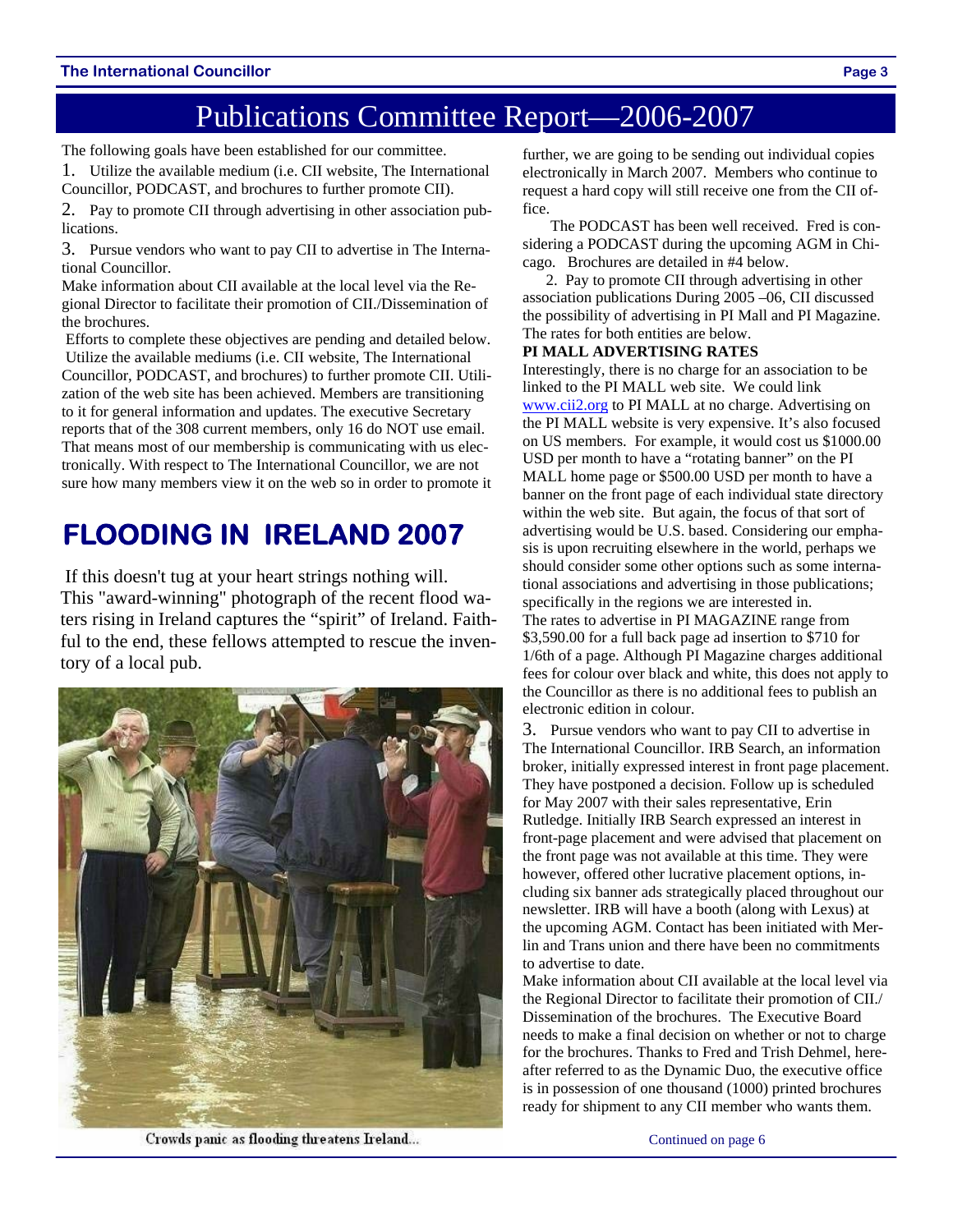# Publications Committee Report—2006-2007

The following goals have been established for our committee.

1. Utilize the available medium (i.e. CII website, The International Councillor, PODCAST, and brochures to further promote CII).
2. Pay to promote CII through advertising in other association publications.
3. Pursue vendors who want to pay CII to advertise in The International Councillor.

Make information about CII available at the local level via the Regional Director to facilitate their promotion of CII./Dissemination of the brochures.

Efforts to complete these objectives are pending and detailed below. Utilize the available mediums (i.e. CII website, The International Councillor, PODCAST, and brochures) to further promote CII. Utilization of the web site has been achieved. Members are transitioning to it for general information and updates. The executive Secretary reports that of the 308 current members, only 16 do NOT use email. That means most of our membership is communicating with us electronically. With respect to The International Councillor, we are not sure how many members view it on the web so in order to promote it further, we are going to be sending out individual copies electronically in March 2007. Members who continue to request a hard copy will still receive one from the CII office.

The PODCAST has been well received. Fred is considering a PODCAST during the upcoming AGM in Chicago. Brochures are detailed in #4 below.

2. Pay to promote CII through advertising in other association publications During 2005 –06, CII discussed the possibility of advertising in PI Mall and PI Magazine. The rates for both entities are below.

**PI MALL ADVERTISING RATES**

Interestingly, there is no charge for an association to be linked to the PI MALL web site. We could link www.cii2.org to PI MALL at no charge. Advertising on the PI MALL website is very expensive. It's also focused on US members. For example, it would cost us $1000.00 USD per month to have a "rotating banner" on the PI MALL home page or $500.00 USD per month to have a banner on the front page of each individual state directory within the web site. But again, the focus of that sort of advertising would be U.S. based. Considering our emphasis is upon recruiting elsewhere in the world, perhaps we should consider some other options such as some international associations and advertising in those publications; specifically in the regions we are interested in.

The rates to advertise in PI MAGAZINE range from $3,590.00 for a full back page ad insertion to $710 for 1/6th of a page. Although PI Magazine charges additional fees for colour over black and white, this does not apply to the Councillor as there is no additional fees to publish an electronic edition in colour.

3. Pursue vendors who want to pay CII to advertise in The International Councillor. IRB Search, an information broker, initially expressed interest in front page placement. They have postponed a decision. Follow up is scheduled for May 2007 with their sales representative, Erin Rutledge. Initially IRB Search expressed an interest in front-page placement and were advised that placement on the front page was not available at this time. They were however, offered other lucrative placement options, including six banner ads strategically placed throughout our newsletter. IRB will have a booth (along with Lexus) at the upcoming AGM. Contact has been initiated with Merlin and Trans union and there have been no commitments to advertise to date.

Make information about CII available at the local level via the Regional Director to facilitate their promotion of CII./ Dissemination of the brochures. The Executive Board needs to make a final decision on whether or not to charge for the brochures. Thanks to Fred and Trish Dehmel, hereafter referred to as the Dynamic Duo, the executive office is in possession of one thousand (1000) printed brochures ready for shipment to any CII member who wants them.

Continued on page 6

## FLOODING IN IRELAND 2007

If this doesn't tug at your heart strings nothing will. This "award-winning" photograph of the recent flood waters rising in Ireland captures the "spirit" of Ireland. Faithful to the end, these fellows attempted to rescue the inventory of a local pub.

Crowds panic as flooding threatens Ireland...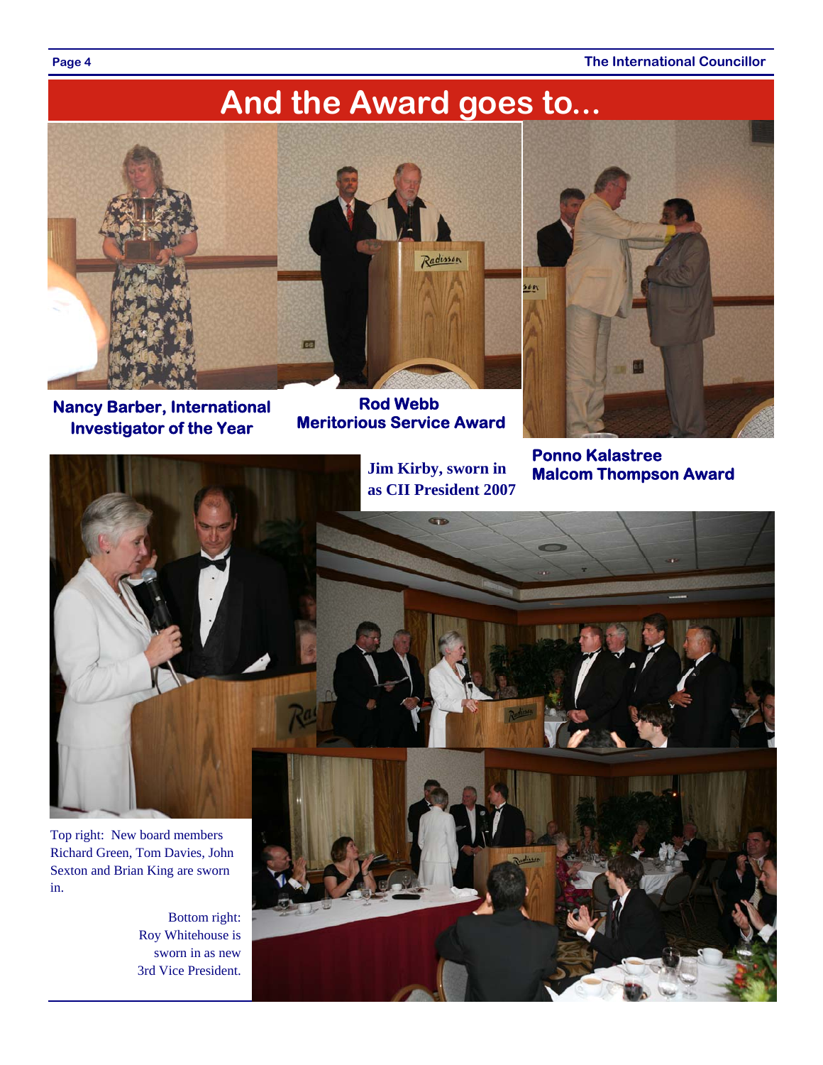# And the Award goes to...

**Nancy Barber, International Investigator of the Year**

**Rod Webb Meritorious Service Award**

**Ponno Kalastree Malcom Thompson Award**

**Jim Kirby, sworn in as CII President 2007**

Top right: New board members Richard Green, Tom Davies, John Sexton and Brian King are sworn in.

Bottom right: Roy Whitehouse is sworn in as new 3rd Vice President.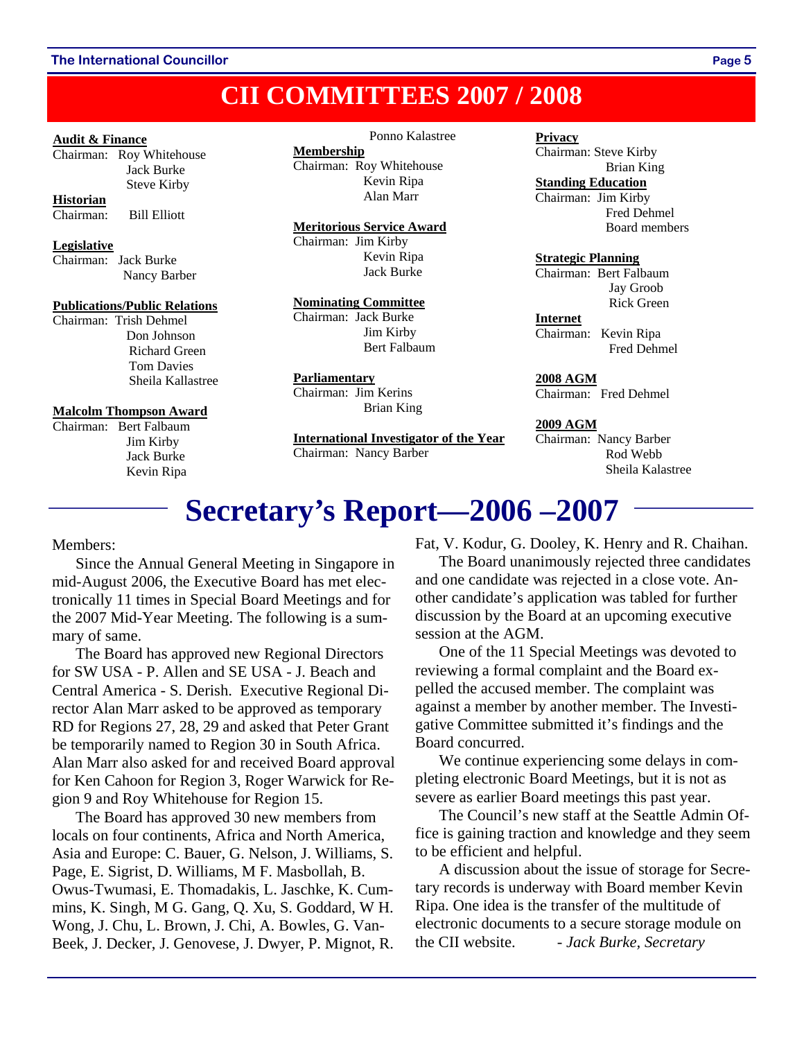# CII COMMITTEES 2007 / 2008

**Audit & Finance**
Chairman: Roy Whitehouse
Jack Burke
Steve Kirby

**Historian**
Chairman: Bill Elliott

**Legislative**
Chairman: Jack Burke
Nancy Barber

**Publications/Public Relations**
Chairman: Trish Dehmel
Don Johnson
Richard Green
Tom Davies
Sheila Kallastree

**Malcolm Thompson Award**
Chairman: Bert Falbaum
Jim Kirby
Jack Burke
Kevin Ripa
Ponno Kalastree

**Membership**
Chairman: Roy Whitehouse
Kevin Ripa
Alan Marr

**Meritorious Service Award**
Chairman: Jim Kirby
Kevin Ripa
Jack Burke

**Nominating Committee**
Chairman: Jack Burke
Jim Kirby
Bert Falbaum

**Parliamentary**
Chairman: Jim Kerins
Brian King

**International Investigator of the Year**
Chairman: Nancy Barber

**Privacy**
Chairman: Steve Kirby
Brian King

**Standing Education**
Chairman: Jim Kirby
Fred Dehmel
Board members

**Strategic Planning**
Chairman: Bert Falbaum
Jay Groob
Rick Green

**Internet**
Chairman: Kevin Ripa
Fred Dehmel

**2008 AGM**
Chairman: Fred Dehmel

**2009 AGM**
Chairman: Nancy Barber
Rod Webb
Sheila Kalastree

# Secretary's Report—2006 –2007

Members:

Since the Annual General Meeting in Singapore in mid-August 2006, the Executive Board has met electronically 11 times in Special Board Meetings and for the 2007 Mid-Year Meeting. The following is a summary of same.

The Board has approved new Regional Directors for SW USA - P. Allen and SE USA - J. Beach and Central America - S. Derish. Executive Regional Director Alan Marr asked to be approved as temporary RD for Regions 27, 28, 29 and asked that Peter Grant be temporarily named to Region 30 in South Africa. Alan Marr also asked for and received Board approval for Ken Cahoon for Region 3, Roger Warwick for Region 9 and Roy Whitehouse for Region 15.

The Board has approved 30 new members from locals on four continents, Africa and North America, Asia and Europe: C. Bauer, G. Nelson, J. Williams, S. Page, E. Sigrist, D. Williams, M F. Masbollah, B. Owus-Twumasi, E. Thomadakis, L. Jaschke, K. Cummins, K. Singh, M G. Gang, Q. Xu, S. Goddard, W H. Wong, J. Chu, L. Brown, J. Chi, A. Bowles, G. VanBeek, J. Decker, J. Genovese, J. Dwyer, P. Mignot, R. Fat, V. Kodur, G. Dooley, K. Henry and R. Chaihan.

The Board unanimously rejected three candidates and one candidate was rejected in a close vote. Another candidate's application was tabled for further discussion by the Board at an upcoming executive session at the AGM.

One of the 11 Special Meetings was devoted to reviewing a formal complaint and the Board expelled the accused member. The complaint was against a member by another member. The Investigative Committee submitted it's findings and the Board concurred.

We continue experiencing some delays in completing electronic Board Meetings, but it is not as severe as earlier Board meetings this past year.

The Council's new staff at the Seattle Admin Office is gaining traction and knowledge and they seem to be efficient and helpful.

A discussion about the issue of storage for Secretary records is underway with Board member Kevin Ripa. One idea is the transfer of the multitude of electronic documents to a secure storage module on the CII website. *- Jack Burke, Secretary*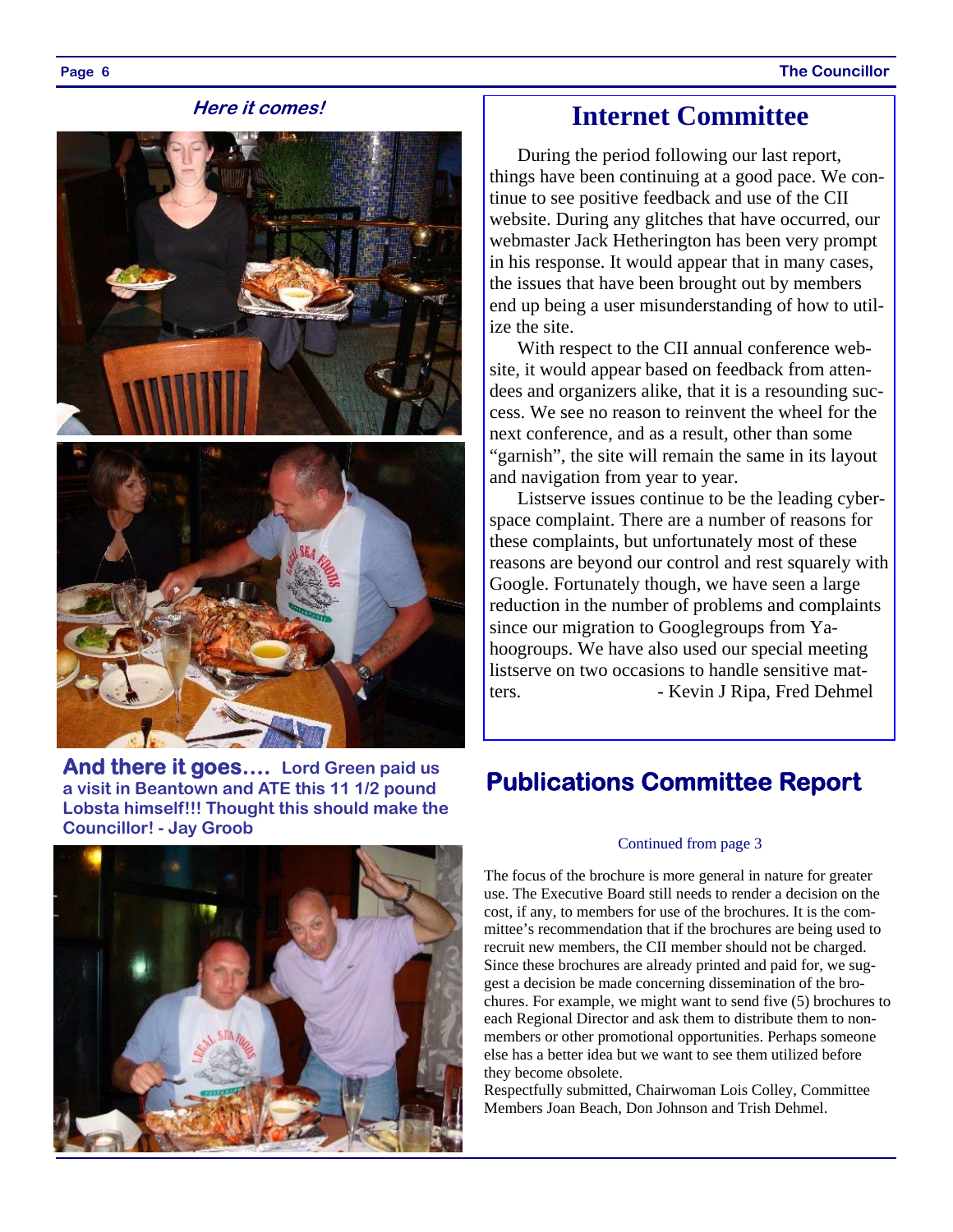***Here it comes!***

**And there it goes…. Lord Green paid us a visit in Beantown and ATE this 11 1/2 pound Lobsta himself!!! Thought this should make the Councillor! - Jay Groob**

## Internet Committee

During the period following our last report, things have been continuing at a good pace. We continue to see positive feedback and use of the CII website. During any glitches that have occurred, our webmaster Jack Hetherington has been very prompt in his response. It would appear that in many cases, the issues that have been brought out by members end up being a user misunderstanding of how to utilize the site.

With respect to the CII annual conference website, it would appear based on feedback from attendees and organizers alike, that it is a resounding success. We see no reason to reinvent the wheel for the next conference, and as a result, other than some "garnish", the site will remain the same in its layout and navigation from year to year.

Listserve issues continue to be the leading cyberspace complaint. There are a number of reasons for these complaints, but unfortunately most of these reasons are beyond our control and rest squarely with Google. Fortunately though, we have seen a large reduction in the number of problems and complaints since our migration to Googlegroups from Yahoogroups. We have also used our special meeting listserve on two occasions to handle sensitive matters. - Kevin J Ripa, Fred Dehmel

## Publications Committee Report

Continued from page 3

The focus of the brochure is more general in nature for greater use. The Executive Board still needs to render a decision on the cost, if any, to members for use of the brochures. It is the committee's recommendation that if the brochures are being used to recruit new members, the CII member should not be charged. Since these brochures are already printed and paid for, we suggest a decision be made concerning dissemination of the brochures. For example, we might want to send five (5) brochures to each Regional Director and ask them to distribute them to non-members or other promotional opportunities. Perhaps someone else has a better idea but we want to see them utilized before they become obsolete.

Respectfully submitted, Chairwoman Lois Colley, Committee Members Joan Beach, Don Johnson and Trish Dehmel.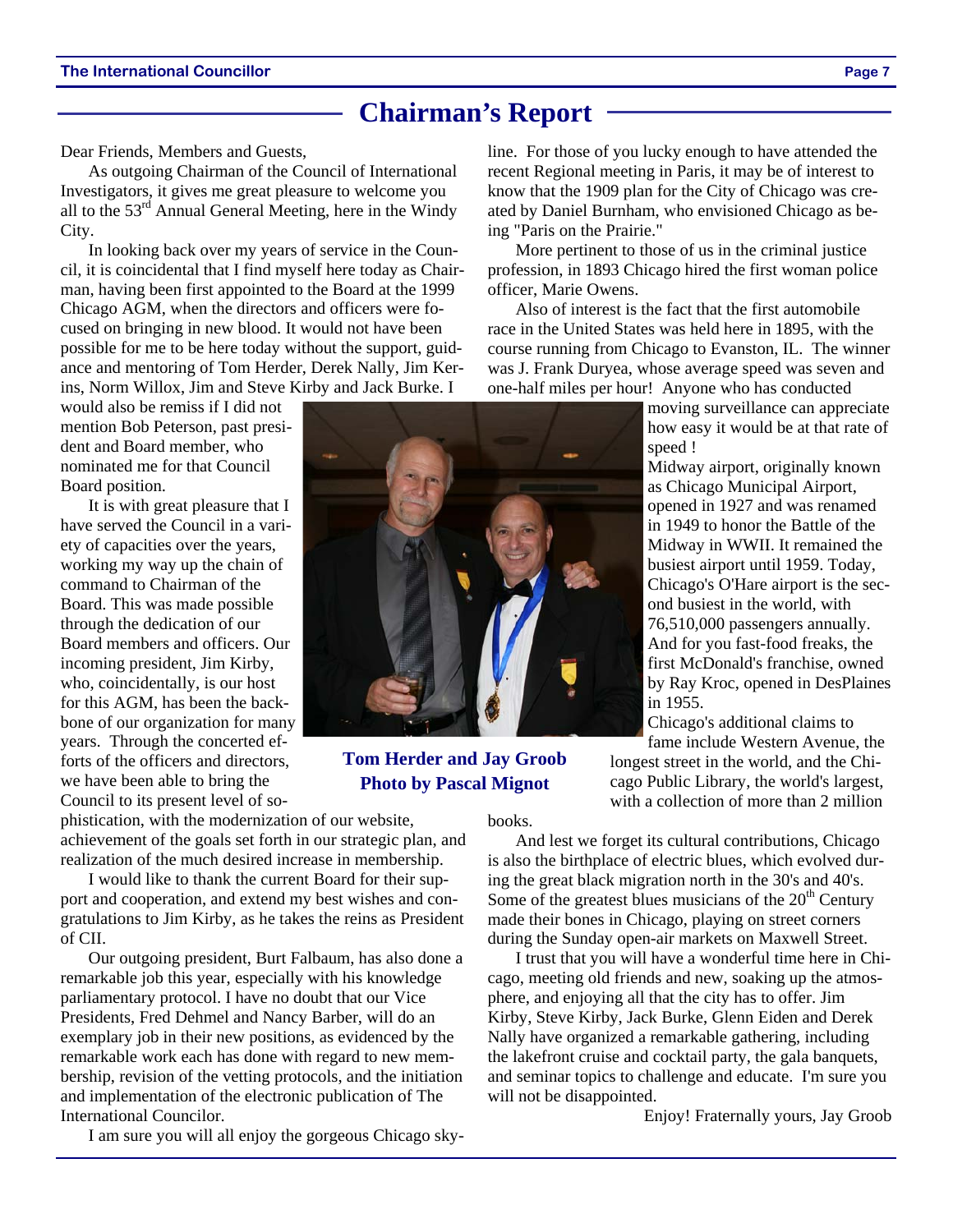## Chairman's Report

Dear Friends, Members and Guests,

As outgoing Chairman of the Council of International Investigators, it gives me great pleasure to welcome you all to the 53rd Annual General Meeting, here in the Windy City.

In looking back over my years of service in the Council, it is coincidental that I find myself here today as Chairman, having been first appointed to the Board at the 1999 Chicago AGM, when the directors and officers were focused on bringing in new blood. It would not have been possible for me to be here today without the support, guidance and mentoring of Tom Herder, Derek Nally, Jim Kerins, Norm Willox, Jim and Steve Kirby and Jack Burke. I would also be remiss if I did not mention Bob Peterson, past president and Board member, who nominated me for that Council Board position.

It is with great pleasure that I have served the Council in a variety of capacities over the years, working my way up the chain of command to Chairman of the Board. This was made possible through the dedication of our Board members and officers. Our incoming president, Jim Kirby, who, coincidentally, is our host for this AGM, has been the backbone of our organization for many years. Through the concerted efforts of the officers and directors, we have been able to bring the Council to its present level of sophistication, with the modernization of our website, achievement of the goals set forth in our strategic plan, and realization of the much desired increase in membership.

**Tom Herder and Jay Groob**
**Photo by Pascal Mignot**

I would like to thank the current Board for their support and cooperation, and extend my best wishes and congratulations to Jim Kirby, as he takes the reins as President of CII.

Our outgoing president, Burt Falbaum, has also done a remarkable job this year, especially with his knowledge parliamentary protocol. I have no doubt that our Vice Presidents, Fred Dehmel and Nancy Barber, will do an exemplary job in their new positions, as evidenced by the remarkable work each has done with regard to new membership, revision of the vetting protocols, and the initiation and implementation of the electronic publication of The International Councilor.

I am sure you will all enjoy the gorgeous Chicago skyline. For those of you lucky enough to have attended the recent Regional meeting in Paris, it may be of interest to know that the 1909 plan for the City of Chicago was created by Daniel Burnham, who envisioned Chicago as being "Paris on the Prairie."

More pertinent to those of us in the criminal justice profession, in 1893 Chicago hired the first woman police officer, Marie Owens.

Also of interest is the fact that the first automobile race in the United States was held here in 1895, with the course running from Chicago to Evanston, IL. The winner was J. Frank Duryea, whose average speed was seven and one-half miles per hour! Anyone who has conducted moving surveillance can appreciate how easy it would be at that rate of speed !

Midway airport, originally known as Chicago Municipal Airport, opened in 1927 and was renamed in 1949 to honor the Battle of the Midway in WWII. It remained the busiest airport until 1959. Today, Chicago's O'Hare airport is the second busiest in the world, with 76,510,000 passengers annually. And for you fast-food freaks, the first McDonald's franchise, owned by Ray Kroc, opened in DesPlaines in 1955.

Chicago's additional claims to fame include Western Avenue, the longest street in the world, and the Chicago Public Library, the world's largest, with a collection of more than 2 million books.

And lest we forget its cultural contributions, Chicago is also the birthplace of electric blues, which evolved during the great black migration north in the 30's and 40's. Some of the greatest blues musicians of the 20th Century made their bones in Chicago, playing on street corners during the Sunday open-air markets on Maxwell Street.

I trust that you will have a wonderful time here in Chicago, meeting old friends and new, soaking up the atmosphere, and enjoying all that the city has to offer. Jim Kirby, Steve Kirby, Jack Burke, Glenn Eiden and Derek Nally have organized a remarkable gathering, including the lakefront cruise and cocktail party, the gala banquets, and seminar topics to challenge and educate. I'm sure you will not be disappointed.

Enjoy! Fraternally yours, Jay Groob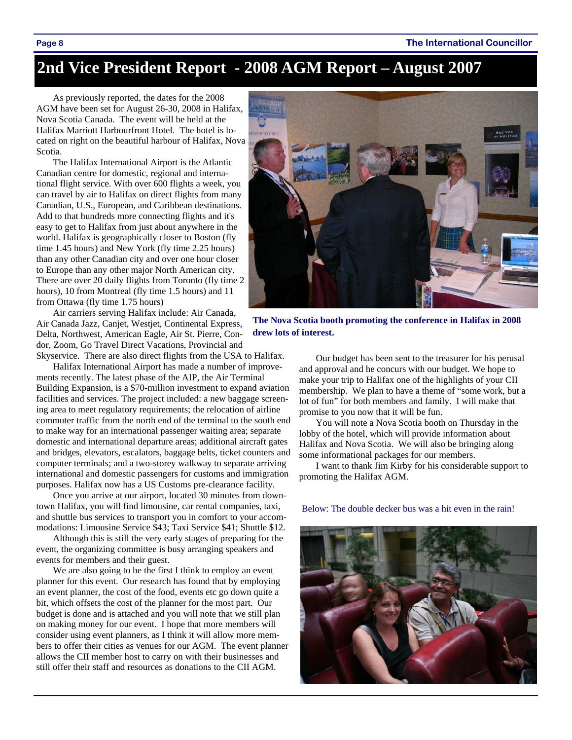# 2nd Vice President Report - 2008 AGM Report – August 2007

As previously reported, the dates for the 2008 AGM have been set for August 26-30, 2008 in Halifax, Nova Scotia Canada. The event will be held at the Halifax Marriott Harbourfront Hotel. The hotel is located on right on the beautiful harbour of Halifax, Nova Scotia.

The Halifax International Airport is the Atlantic Canadian centre for domestic, regional and international flight service. With over 600 flights a week, you can travel by air to Halifax on direct flights from many Canadian, U.S., European, and Caribbean destinations. Add to that hundreds more connecting flights and it's easy to get to Halifax from just about anywhere in the world. Halifax is geographically closer to Boston (fly time 1.45 hours) and New York (fly time 2.25 hours) than any other Canadian city and over one hour closer to Europe than any other major North American city. There are over 20 daily flights from Toronto (fly time 2 hours), 10 from Montreal (fly time 1.5 hours) and 11 from Ottawa (fly time 1.75 hours)

Air carriers serving Halifax include: Air Canada, Air Canada Jazz, Canjet, Westjet, Continental Express, Delta, Northwest, American Eagle, Air St. Pierre, Condor, Zoom, Go Travel Direct Vacations, Provincial and Skyservice. There are also direct flights from the USA to Halifax.

Halifax International Airport has made a number of improvements recently. The latest phase of the AIP, the Air Terminal Building Expansion, is a $70-million investment to expand aviation facilities and services. The project included: a new baggage screening area to meet regulatory requirements; the relocation of airline commuter traffic from the north end of the terminal to the south end to make way for an international passenger waiting area; separate domestic and international departure areas; additional aircraft gates and bridges, elevators, escalators, baggage belts, ticket counters and computer terminals; and a two-storey walkway to separate arriving international and domestic passengers for customs and immigration purposes. Halifax now has a US Customs pre-clearance facility.

Once you arrive at our airport, located 30 minutes from downtown Halifax, you will find limousine, car rental companies, taxi, and shuttle bus services to transport you in comfort to your accommodations: Limousine Service $43; Taxi Service $41; Shuttle $12.

Although this is still the very early stages of preparing for the event, the organizing committee is busy arranging speakers and events for members and their guest.

We are also going to be the first I think to employ an event planner for this event. Our research has found that by employing an event planner, the cost of the food, events etc go down quite a bit, which offsets the cost of the planner for the most part. Our budget is done and is attached and you will note that we still plan on making money for our event. I hope that more members will consider using event planners, as I think it will allow more members to offer their cities as venues for our AGM. The event planner allows the CII member host to carry on with their businesses and still offer their staff and resources as donations to the CII AGM.

**The Nova Scotia booth promoting the conference in Halifax in 2008 drew lots of interest.**

Our budget has been sent to the treasurer for his perusal and approval and he concurs with our budget. We hope to make your trip to Halifax one of the highlights of your CII membership. We plan to have a theme of "some work, but a lot of fun" for both members and family. I will make that promise to you now that it will be fun.

You will note a Nova Scotia booth on Thursday in the lobby of the hotel, which will provide information about Halifax and Nova Scotia. We will also be bringing along some informational packages for our members.

I want to thank Jim Kirby for his considerable support to promoting the Halifax AGM.

Below: The double decker bus was a hit even in the rain!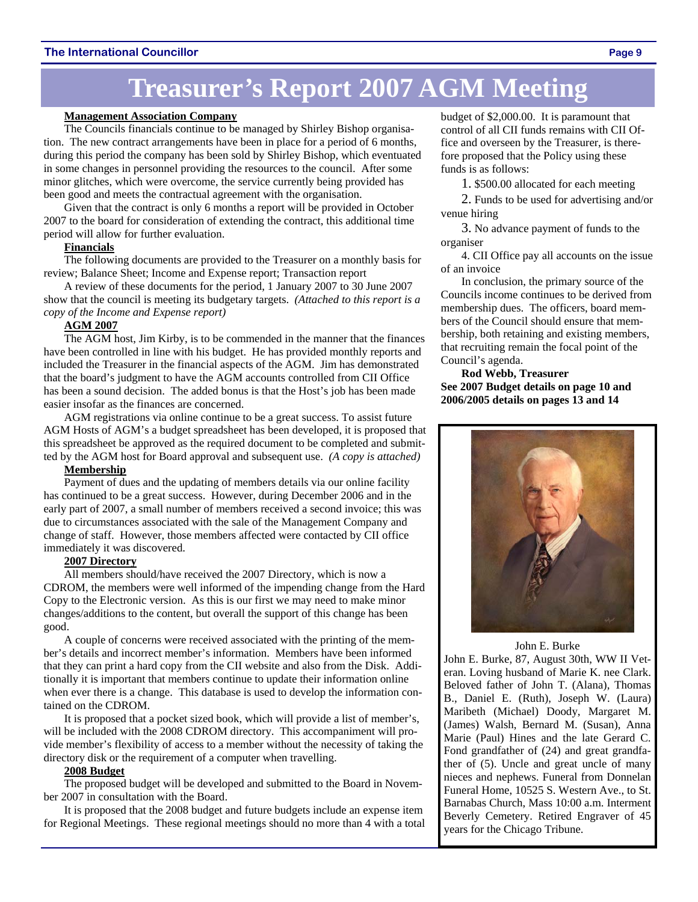# Treasurer's Report 2007 AGM Meeting

**Management Association Company**

The Councils financials continue to be managed by Shirley Bishop organisation. The new contract arrangements have been in place for a period of 6 months, during this period the company has been sold by Shirley Bishop, which eventuated in some changes in personnel providing the resources to the council. After some minor glitches, which were overcome, the service currently being provided has been good and meets the contractual agreement with the organisation.

Given that the contract is only 6 months a report will be provided in October 2007 to the board for consideration of extending the contract, this additional time period will allow for further evaluation.

**Financials**

The following documents are provided to the Treasurer on a monthly basis for review; Balance Sheet; Income and Expense report; Transaction report

A review of these documents for the period, 1 January 2007 to 30 June 2007 show that the council is meeting its budgetary targets. *(Attached to this report is a copy of the Income and Expense report)*

**AGM 2007**

The AGM host, Jim Kirby, is to be commended in the manner that the finances have been controlled in line with his budget. He has provided monthly reports and included the Treasurer in the financial aspects of the AGM. Jim has demonstrated that the board's judgment to have the AGM accounts controlled from CII Office has been a sound decision. The added bonus is that the Host's job has been made easier insofar as the finances are concerned.

AGM registrations via online continue to be a great success. To assist future AGM Hosts of AGM's a budget spreadsheet has been developed, it is proposed that this spreadsheet be approved as the required document to be completed and submitted by the AGM host for Board approval and subsequent use. *(A copy is attached)*

**Membership**

Payment of dues and the updating of members details via our online facility has continued to be a great success. However, during December 2006 and in the early part of 2007, a small number of members received a second invoice; this was due to circumstances associated with the sale of the Management Company and change of staff. However, those members affected were contacted by CII office immediately it was discovered.

**2007 Directory**

All members should/have received the 2007 Directory, which is now a CDROM, the members were well informed of the impending change from the Hard Copy to the Electronic version. As this is our first we may need to make minor changes/additions to the content, but overall the support of this change has been good.

A couple of concerns were received associated with the printing of the member's details and incorrect member's information. Members have been informed that they can print a hard copy from the CII website and also from the Disk. Additionally it is important that members continue to update their information online when ever there is a change. This database is used to develop the information contained on the CDROM.

It is proposed that a pocket sized book, which will provide a list of member's, will be included with the 2008 CDROM directory. This accompaniment will provide member's flexibility of access to a member without the necessity of taking the directory disk or the requirement of a computer when travelling.

**2008 Budget**

The proposed budget will be developed and submitted to the Board in November 2007 in consultation with the Board.

It is proposed that the 2008 budget and future budgets include an expense item for Regional Meetings. These regional meetings should no more than 4 with a total budget of $2,000.00. It is paramount that control of all CII funds remains with CII Office and overseen by the Treasurer, is therefore proposed that the Policy using these funds is as follows:

1. $500.00 allocated for each meeting
2. Funds to be used for advertising and/or venue hiring
3. No advance payment of funds to the organiser
4. CII Office pay all accounts on the issue of an invoice

In conclusion, the primary source of the Councils income continues to be derived from membership dues. The officers, board members of the Council should ensure that membership, both retaining and existing members, that recruiting remain the focal point of the Council's agenda.

**Rod Webb, Treasurer**

**See 2007 Budget details on page 10 and 2006/2005 details on pages 13 and 14**

John E. Burke

John E. Burke, 87, August 30th, WW II Veteran. Loving husband of Marie K. nee Clark. Beloved father of John T. (Alana), Thomas B., Daniel E. (Ruth), Joseph W. (Laura) Maribeth (Michael) Doody, Margaret M. (James) Walsh, Bernard M. (Susan), Anna Marie (Paul) Hines and the late Gerard C. Fond grandfather of (24) and great grandfather of (5). Uncle and great uncle of many nieces and nephews. Funeral from Donnelan Funeral Home, 10525 S. Western Ave., to St. Barnabas Church, Mass 10:00 a.m. Interment Beverly Cemetery. Retired Engraver of 45 years for the Chicago Tribune.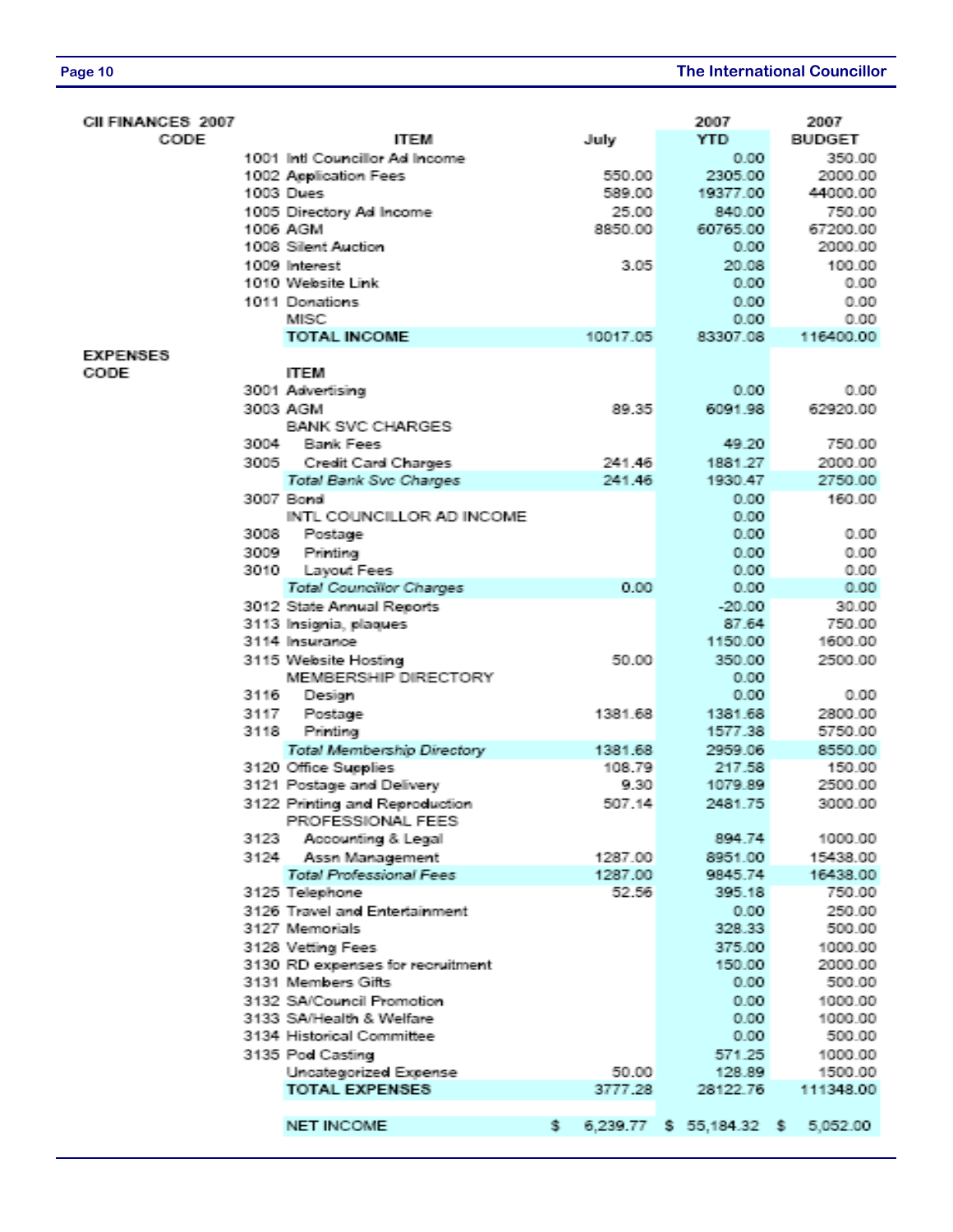| CII FINANCES 2007 CODE | ITEM | July | 2007 YTD | 2007 BUDGET |
|---|---|---|---|---|
| 1001 | Intl Councillor Ad Income | | 0.00 | 350.00 |
| 1002 | Application Fees | 550.00 | 2305.00 | 2000.00 |
| 1003 | Dues | 589.00 | 19377.00 | 44000.00 |
| 1005 | Directory Ad Income | 25.00 | 840.00 | 750.00 |
| 1006 | AGM | 8850.00 | 60765.00 | 67200.00 |
| 1008 | Silent Auction | | 0.00 | 2000.00 |
| 1009 | Interest | 3.05 | 20.08 | 100.00 |
| 1010 | Website Link | | 0.00 | 0.00 |
| 1011 | Donations | | 0.00 | 0.00 |
| | MISC | | 0.00 | 0.00 |
| | **TOTAL INCOME** | 10017.05 | 83307.08 | 116400.00 |
| **EXPENSES CODE** | **ITEM** | | | |
| 3001 | Advertising | | 0.00 | 0.00 |
| 3003 | AGM | 89.35 | 6091.98 | 62920.00 |
| | BANK SVC CHARGES | | | |
| 3004 | Bank Fees | | 49.20 | 750.00 |
| 3005 | Credit Card Charges | 241.46 | 1881.27 | 2000.00 |
| | *Total Bank Svc Charges* | 241.46 | 1930.47 | 2750.00 |
| 3007 | Bond | | 0.00 | 160.00 |
| | INTL COUNCILLOR AD INCOME | | 0.00 | |
| 3008 | Postage | | 0.00 | 0.00 |
| 3009 | Printing | | 0.00 | 0.00 |
| 3010 | Layout Fees | | 0.00 | 0.00 |
| | *Total Councillor Charges* | 0.00 | 0.00 | 0.00 |
| 3012 | State Annual Reports | | -20.00 | 30.00 |
| 3113 | Insignia, plaques | | 87.64 | 750.00 |
| 3114 | Insurance | | 1150.00 | 1600.00 |
| 3115 | Website Hosting | 50.00 | 350.00 | 2500.00 |
| | MEMBERSHIP DIRECTORY | | 0.00 | |
| 3116 | Design | | 0.00 | 0.00 |
| 3117 | Postage | 1381.68 | 1381.68 | 2800.00 |
| 3118 | Printing | | 1577.38 | 5750.00 |
| | *Total Membership Directory* | 1381.68 | 2959.06 | 8550.00 |
| 3120 | Office Supplies | 108.79 | 217.58 | 150.00 |
| 3121 | Postage and Delivery | 9.30 | 1079.89 | 2500.00 |
| 3122 | Printing and Reproduction | 507.14 | 2481.75 | 3000.00 |
| | PROFESSIONAL FEES | | | |
| 3123 | Accounting & Legal | | 894.74 | 1000.00 |
| 3124 | Assn Management | 1287.00 | 8951.00 | 15438.00 |
| | *Total Professional Fees* | 1287.00 | 9845.74 | 16438.00 |
| 3125 | Telephone | 52.56 | 395.18 | 750.00 |
| 3126 | Travel and Entertainment | | 0.00 | 250.00 |
| 3127 | Memorials | | 328.33 | 500.00 |
| 3128 | Vetting Fees | | 375.00 | 1000.00 |
| 3130 | RD expenses for recruitment | | 150.00 | 2000.00 |
| 3131 | Members Gifts | | 0.00 | 500.00 |
| 3132 | SA/Council Promotion | | 0.00 | 1000.00 |
| 3133 | SA/Health & Welfare | | 0.00 | 1000.00 |
| 3134 | Historical Committee | | 0.00 | 500.00 |
| 3135 | Pod Casting | | 571.25 | 1000.00 |
| | Uncategorized Expense | 50.00 | 128.89 | 1500.00 |
| | **TOTAL EXPENSES** | 3777.28 | 28122.76 | 111348.00 |
| | **NET INCOME** | $ 6,239.77 | $ 55,184.32 | $ 5,052.00 |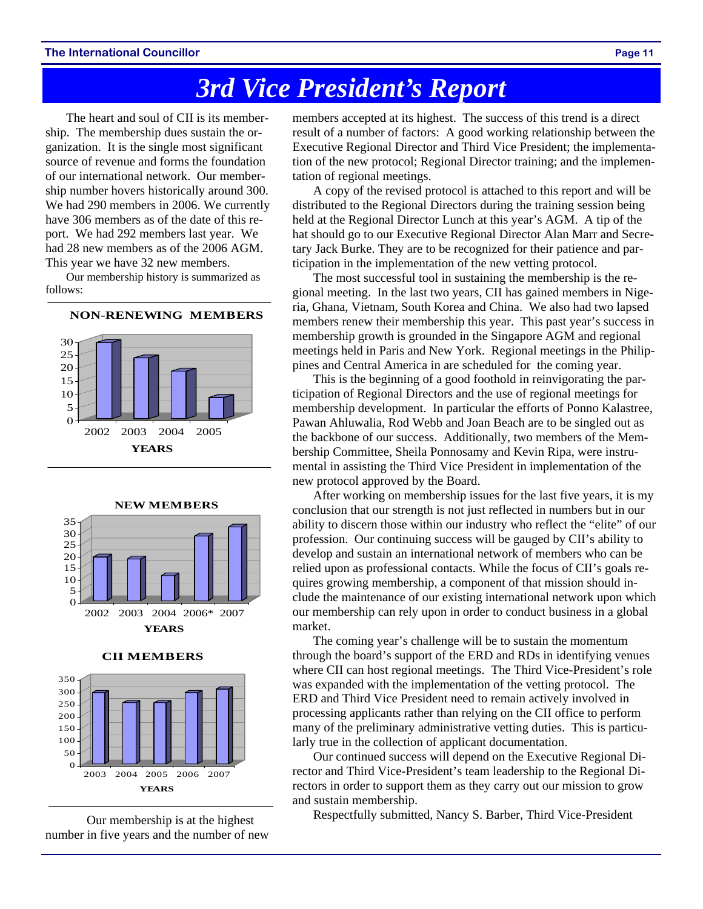# 3rd Vice President's Report

The heart and soul of CII is its membership. The membership dues sustain the organization. It is the single most significant source of revenue and forms the foundation of our international network. Our membership number hovers historically around 300. We had 290 members in 2006. We currently have 306 members as of the date of this report. We had 292 members last year. We had 28 new members as of the 2006 AGM. This year we have 32 new members.

Our membership history is summarized as follows:

**NON-RENEWING MEMBERS**

| YEARS | 2002 | 2003 | 2004 | 2005 |
|---|---|---|---|---|
| Non-renewing members | 30 | 24 | 19 | 9 |

**NEW MEMBERS**

| YEARS | 2002 | 2003 | 2004 | 2006* | 2007 |
|---|---|---|---|---|---|
| New members | 20 | 19 | 11 | 28 | 32 |

**CII MEMBERS**

| YEARS | 2003 | 2004 | 2005 | 2006 | 2007 |
|---|---|---|---|---|---|
| CII members | 295 | 255 | 255 | 295 | 306 |

Our membership is at the highest number in five years and the number of new members accepted at its highest. The success of this trend is a direct result of a number of factors: A good working relationship between the Executive Regional Director and Third Vice President; the implementation of the new protocol; Regional Director training; and the implementation of regional meetings.

A copy of the revised protocol is attached to this report and will be distributed to the Regional Directors during the training session being held at the Regional Director Lunch at this year's AGM. A tip of the hat should go to our Executive Regional Director Alan Marr and Secretary Jack Burke. They are to be recognized for their patience and participation in the implementation of the new vetting protocol.

The most successful tool in sustaining the membership is the regional meeting. In the last two years, CII has gained members in Nigeria, Ghana, Vietnam, South Korea and China. We also had two lapsed members renew their membership this year. This past year's success in membership growth is grounded in the Singapore AGM and regional meetings held in Paris and New York. Regional meetings in the Philippines and Central America in are scheduled for the coming year.

This is the beginning of a good foothold in reinvigorating the participation of Regional Directors and the use of regional meetings for membership development. In particular the efforts of Ponno Kalastree, Pawan Ahluwalia, Rod Webb and Joan Beach are to be singled out as the backbone of our success. Additionally, two members of the Membership Committee, Sheila Ponnosamy and Kevin Ripa, were instrumental in assisting the Third Vice President in implementation of the new protocol approved by the Board.

After working on membership issues for the last five years, it is my conclusion that our strength is not just reflected in numbers but in our ability to discern those within our industry who reflect the "elite" of our profession. Our continuing success will be gauged by CII's ability to develop and sustain an international network of members who can be relied upon as professional contacts. While the focus of CII's goals requires growing membership, a component of that mission should include the maintenance of our existing international network upon which our membership can rely upon in order to conduct business in a global market.

The coming year's challenge will be to sustain the momentum through the board's support of the ERD and RDs in identifying venues where CII can host regional meetings. The Third Vice-President's role was expanded with the implementation of the vetting protocol. The ERD and Third Vice President need to remain actively involved in processing applicants rather than relying on the CII office to perform many of the preliminary administrative vetting duties. This is particularly true in the collection of applicant documentation.

Our continued success will depend on the Executive Regional Director and Third Vice-President's team leadership to the Regional Directors in order to support them as they carry out our mission to grow and sustain membership.

Respectfully submitted, Nancy S. Barber, Third Vice-President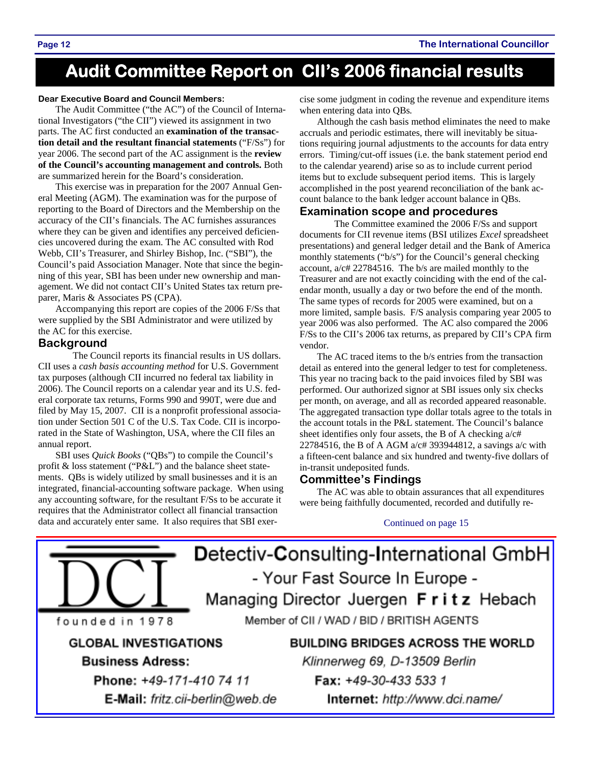# Audit Committee Report on CII's 2006 financial results

**Dear Executive Board and Council Members:**

The Audit Committee ("the AC") of the Council of International Investigators ("the CII") viewed its assignment in two parts. The AC first conducted an **examination of the transaction detail and the resultant financial statements** ("F/Ss") for year 2006. The second part of the AC assignment is the **review of the Council's accounting management and controls.** Both are summarized herein for the Board's consideration.

This exercise was in preparation for the 2007 Annual General Meeting (AGM). The examination was for the purpose of reporting to the Board of Directors and the Membership on the accuracy of the CII's financials. The AC furnishes assurances where they can be given and identifies any perceived deficiencies uncovered during the exam. The AC consulted with Rod Webb, CII's Treasurer, and Shirley Bishop, Inc. ("SBI"), the Council's paid Association Manager. Note that since the beginning of this year, SBI has been under new ownership and management. We did not contact CII's United States tax return preparer, Maris & Associates PS (CPA).

Accompanying this report are copies of the 2006 F/Ss that were supplied by the SBI Administrator and were utilized by the AC for this exercise.

## Background

The Council reports its financial results in US dollars. CII uses a *cash basis accounting method* for U.S. Government tax purposes (although CII incurred no federal tax liability in 2006). The Council reports on a calendar year and its U.S. federal corporate tax returns, Forms 990 and 990T, were due and filed by May 15, 2007. CII is a nonprofit professional association under Section 501 C of the U.S. Tax Code. CII is incorporated in the State of Washington, USA, where the CII files an annual report.

SBI uses *Quick Books* ("QBs") to compile the Council's profit & loss statement ("P&L") and the balance sheet statements. QBs is widely utilized by small businesses and it is an integrated, financial-accounting software package. When using any accounting software, for the resultant F/Ss to be accurate it requires that the Administrator collect all financial transaction data and accurately enter same. It also requires that SBI exercise some judgment in coding the revenue and expenditure items when entering data into QBs.

Although the cash basis method eliminates the need to make accruals and periodic estimates, there will inevitably be situations requiring journal adjustments to the accounts for data entry errors. Timing/cut-off issues (i.e. the bank statement period end to the calendar yearend) arise so as to include current period items but to exclude subsequent period items. This is largely accomplished in the post yearend reconciliation of the bank account balance to the bank ledger account balance in QBs.

## Examination scope and procedures

The Committee examined the 2006 F/Ss and support documents for CII revenue items (BSI utilizes *Excel* spreadsheet presentations) and general ledger detail and the Bank of America monthly statements ("b/s") for the Council's general checking account, a/c# 22784516. The b/s are mailed monthly to the Treasurer and are not exactly coinciding with the end of the calendar month, usually a day or two before the end of the month. The same types of records for 2005 were examined, but on a more limited, sample basis. F/S analysis comparing year 2005 to year 2006 was also performed. The AC also compared the 2006 F/Ss to the CII's 2006 tax returns, as prepared by CII's CPA firm vendor.

The AC traced items to the b/s entries from the transaction detail as entered into the general ledger to test for completeness. This year no tracing back to the paid invoices filed by SBI was performed. Our authorized signor at SBI issues only six checks per month, on average, and all as recorded appeared reasonable. The aggregated transaction type dollar totals agree to the totals in the account totals in the P&L statement. The Council's balance sheet identifies only four assets, the B of A checking a/c# 22784516, the B of A AGM a/c# 393944812, a savings a/c with a fifteen-cent balance and six hundred and twenty-five dollars of in-transit undeposited funds.

## Committee's Findings

The AC was able to obtain assurances that all expenditures were being faithfully documented, recorded and dutifully re-

Continued on page 15

---

**Detectiv-Consulting-International GmbH**

DCI — founded in 1978

- Your Fast Source In Europe -

Managing Director Juergen **F r i t z** Hebach

Member of CII / WAD / BID / BRITISH AGENTS

**GLOBAL INVESTIGATIONS** — **BUILDING BRIDGES ACROSS THE WORLD**

**Business Adress:** *Klinnerweg 69, D-13509 Berlin*

**Phone:** *+49-171-410 74 11* **Fax:** *+49-30-433 533 1*

**E-Mail:** *fritz.cii-berlin@web.de* **Internet:** *http://www.dci.name/*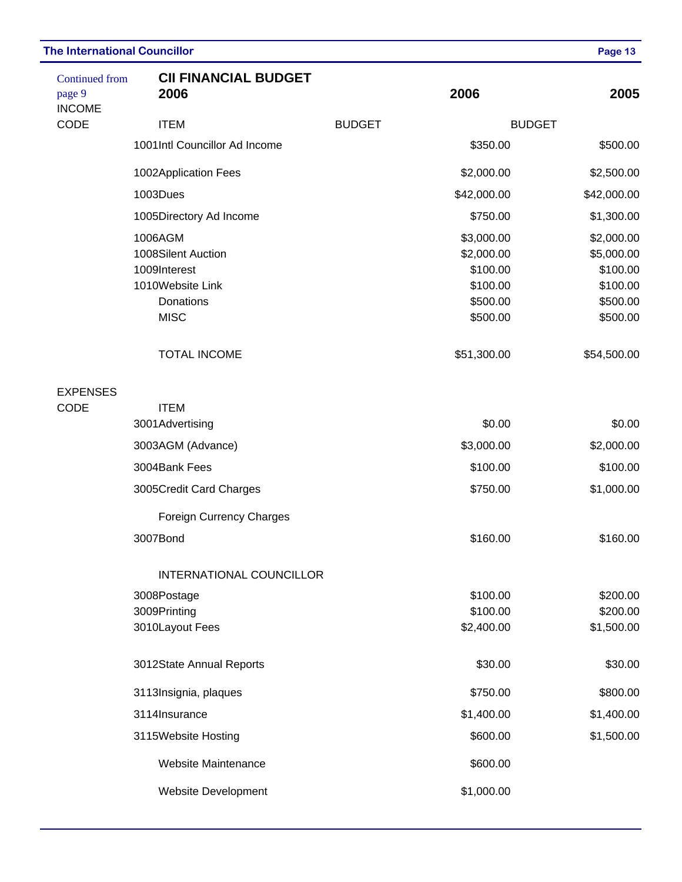Continued from page 9

## CII FINANCIAL BUDGET 2006

| CODE | ITEM | 2006 BUDGET | 2005 BUDGET |
|---|---|---|---|
| **INCOME** | | | |
| 1001 | Intl Councillor Ad Income | $350.00 | $500.00 |
| 1002 | Application Fees | $2,000.00 | $2,500.00 |
| 1003 | Dues | $42,000.00 | $42,000.00 |
| 1005 | Directory Ad Income | $750.00 | $1,300.00 |
| 1006 | AGM | $3,000.00 | $2,000.00 |
| 1008 | Silent Auction | $2,000.00 | $5,000.00 |
| 1009 | Interest | $100.00 | $100.00 |
| 1010 | Website Link | $100.00 | $100.00 |
| | Donations | $500.00 | $500.00 |
| | MISC | $500.00 | $500.00 |
| | TOTAL INCOME | $51,300.00 | $54,500.00 |
| **EXPENSES** | | | |
| 3001 | Advertising | $0.00 | $0.00 |
| 3003 | AGM (Advance) | $3,000.00 | $2,000.00 |
| 3004 | Bank Fees | $100.00 | $100.00 |
| 3005 | Credit Card Charges | $750.00 | $1,000.00 |
| | Foreign Currency Charges | | |
| 3007 | Bond | $160.00 | $160.00 |
| | INTERNATIONAL COUNCILLOR | | |
| 3008 | Postage | $100.00 | $200.00 |
| 3009 | Printing | $100.00 | $200.00 |
| 3010 | Layout Fees | $2,400.00 | $1,500.00 |
| 3012 | State Annual Reports | $30.00 | $30.00 |
| 3113 | Insignia, plaques | $750.00 | $800.00 |
| 3114 | Insurance | $1,400.00 | $1,400.00 |
| 3115 | Website Hosting | $600.00 | $1,500.00 |
| | Website Maintenance | $600.00 | |
| | Website Development | $1,000.00 | |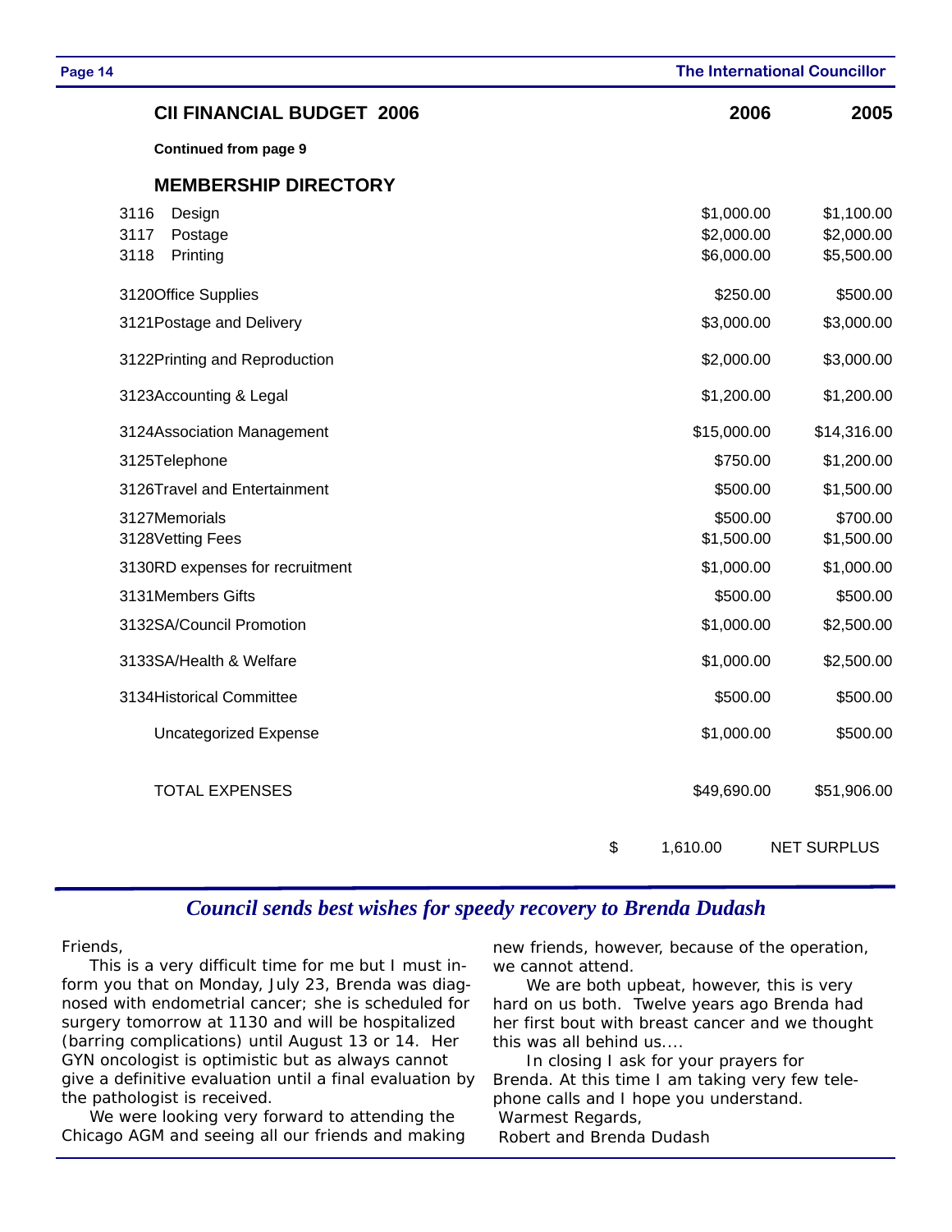## CII FINANCIAL BUDGET 2006

**Continued from page 9**

| | 2006 | 2005 |
|---|---|---|
| **MEMBERSHIP DIRECTORY** | | |
| 3116 Design | $1,000.00 | $1,100.00 |
| 3117 Postage | $2,000.00 | $2,000.00 |
| 3118 Printing | $6,000.00 | $5,500.00 |
| 3120Office Supplies | $250.00 | $500.00 |
| 3121Postage and Delivery | $3,000.00 | $3,000.00 |
| 3122Printing and Reproduction | $2,000.00 | $3,000.00 |
| 3123Accounting & Legal | $1,200.00 | $1,200.00 |
| 3124Association Management | $15,000.00 | $14,316.00 |
| 3125Telephone | $750.00 | $1,200.00 |
| 3126Travel and Entertainment | $500.00 | $1,500.00 |
| 3127Memorials | $500.00 | $700.00 |
| 3128Vetting Fees | $1,500.00 | $1,500.00 |
| 3130RD expenses for recruitment | $1,000.00 | $1,000.00 |
| 3131Members Gifts | $500.00 | $500.00 |
| 3132SA/Council Promotion | $1,000.00 | $2,500.00 |
| 3133SA/Health & Welfare | $1,000.00 | $2,500.00 |
| 3134Historical Committee | $500.00 | $500.00 |
| Uncategorized Expense | $1,000.00 | $500.00 |
| TOTAL EXPENSES | $49,690.00 | $51,906.00 |
| | $ 1,610.00 | NET SURPLUS |

## *Council sends best wishes for speedy recovery to Brenda Dudash*

Friends,

This is a very difficult time for me but I must inform you that on Monday, July 23, Brenda was diagnosed with endometrial cancer; she is scheduled for surgery tomorrow at 1130 and will be hospitalized (barring complications) until August 13 or 14. Her GYN oncologist is optimistic but as always cannot give a definitive evaluation until a final evaluation by the pathologist is received.

We were looking very forward to attending the Chicago AGM and seeing all our friends and making new friends, however, because of the operation, we cannot attend.

We are both upbeat, however, this is very hard on us both. Twelve years ago Brenda had her first bout with breast cancer and we thought this was all behind us....

In closing I ask for your prayers for Brenda. At this time I am taking very few telephone calls and I hope you understand.

Warmest Regards,

Robert and Brenda Dudash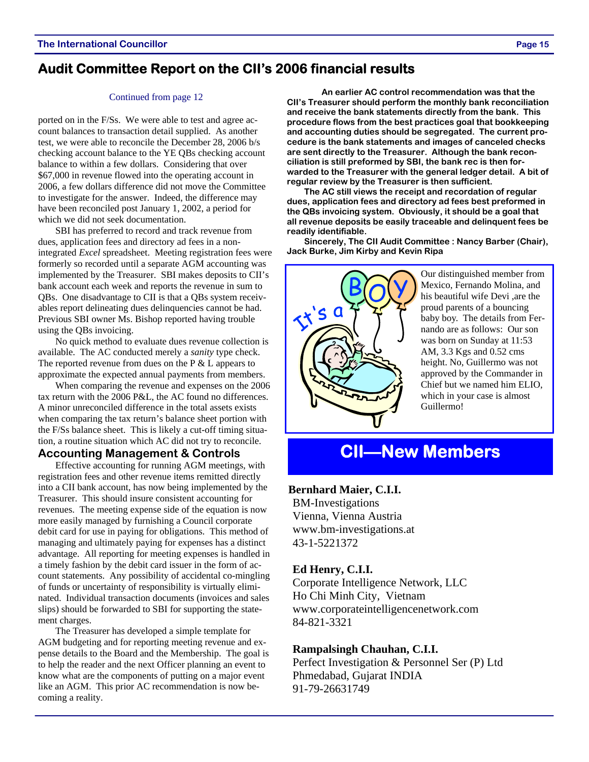## Audit Committee Report on the CII's 2006 financial results

Continued from page 12

ported on in the F/Ss. We were able to test and agree account balances to transaction detail supplied. As another test, we were able to reconcile the December 28, 2006 b/s checking account balance to the YE QBs checking account balance to within a few dollars. Considering that over $67,000 in revenue flowed into the operating account in 2006, a few dollars difference did not move the Committee to investigate for the answer. Indeed, the difference may have been reconciled post January 1, 2002, a period for which we did not seek documentation.

SBI has preferred to record and track revenue from dues, application fees and directory ad fees in a non-integrated *Excel* spreadsheet. Meeting registration fees were formerly so recorded until a separate AGM accounting was implemented by the Treasurer. SBI makes deposits to CII's bank account each week and reports the revenue in sum to QBs. One disadvantage to CII is that a QBs system receivables report delineating dues delinquencies cannot be had. Previous SBI owner Ms. Bishop reported having trouble using the QBs invoicing.

No quick method to evaluate dues revenue collection is available. The AC conducted merely a *sanity* type check. The reported revenue from dues on the P & L appears to approximate the expected annual payments from members.

When comparing the revenue and expenses on the 2006 tax return with the 2006 P&L, the AC found no differences. A minor unreconciled difference in the total assets exists when comparing the tax return's balance sheet portion with the F/Ss balance sheet. This is likely a cut-off timing situation, a routine situation which AC did not try to reconcile.

### Accounting Management & Controls

Effective accounting for running AGM meetings, with registration fees and other revenue items remitted directly into a CII bank account, has now being implemented by the Treasurer. This should insure consistent accounting for revenues. The meeting expense side of the equation is now more easily managed by furnishing a Council corporate debit card for use in paying for obligations. This method of managing and ultimately paying for expenses has a distinct advantage. All reporting for meeting expenses is handled in a timely fashion by the debit card issuer in the form of account statements. Any possibility of accidental co-mingling of funds or uncertainty of responsibility is virtually eliminated. Individual transaction documents (invoices and sales slips) should be forwarded to SBI for supporting the statement charges.

The Treasurer has developed a simple template for AGM budgeting and for reporting meeting revenue and expense details to the Board and the Membership. The goal is to help the reader and the next Officer planning an event to know what are the components of putting on a major event like an AGM. This prior AC recommendation is now becoming a reality.

**An earlier AC control recommendation was that the CII's Treasurer should perform the monthly bank reconciliation and receive the bank statements directly from the bank. This procedure flows from the best practices goal that bookkeeping and accounting duties should be segregated. The current procedure is the bank statements and images of canceled checks are sent directly to the Treasurer. Although the bank reconciliation is still preformed by SBI, the bank rec is then forwarded to the Treasurer with the general ledger detail. A bit of regular review by the Treasurer is then sufficient.**

**The AC still views the receipt and recordation of regular dues, application fees and directory ad fees best preformed in the QBs invoicing system. Obviously, it should be a goal that all revenue deposits be easily traceable and delinquent fees be readily identifiable.**

**Sincerely, The CII Audit Committee : Nancy Barber (Chair), Jack Burke, Jim Kirby and Kevin Ripa**

It's a BOY

Our distinguished member from Mexico, Fernando Molina, and his beautiful wife Devi ,are the proud parents of a bouncing baby boy. The details from Fernando are as follows: Our son was born on Sunday at 11:53 AM, 3.3 Kgs and 0.52 cms height. No, Guillermo was not approved by the Commander in Chief but we named him ELIO, which in your case is almost Guillermo!

## CII—New Members

**Bernhard Maier, C.I.I.**
BM-Investigations
Vienna, Vienna Austria
www.bm-investigations.at
43-1-5221372

**Ed Henry, C.I.I.**
Corporate Intelligence Network, LLC
Ho Chi Minh City, Vietnam
www.corporateintelligencenetwork.com
84-821-3321

**Rampalsingh Chauhan, C.I.I.**
Perfect Investigation & Personnel Ser (P) Ltd
Phmedabad, Gujarat INDIA
91-79-26631749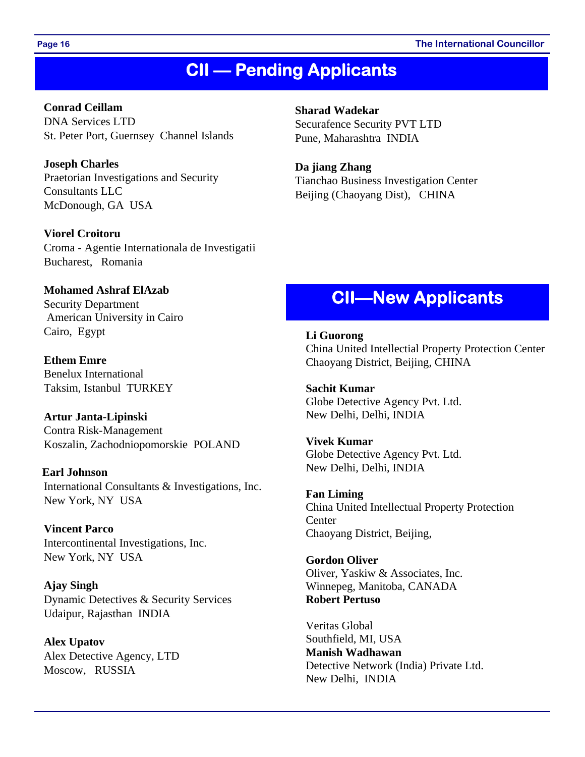# CII — Pending Applicants

**Conrad Ceillam**
DNA Services LTD
St. Peter Port, Guernsey  Channel Islands

**Joseph Charles**
Praetorian Investigations and Security Consultants LLC
McDonough, GA  USA

**Viorel Croitoru**
Croma - Agentie Internationala de Investigatii
Bucharest,   Romania

**Mohamed Ashraf ElAzab**
Security Department
American University in Cairo
Cairo,  Egypt

**Ethem Emre**
Benelux International
Taksim, Istanbul  TURKEY

**Artur Janta-Lipinski**
Contra Risk-Management
Koszalin, Zachodniopomorskie  POLAND

**Earl Johnson**
International Consultants & Investigations, Inc.
New York, NY  USA

**Vincent Parco**
Intercontinental Investigations, Inc.
New York, NY  USA

**Ajay Singh**
Dynamic Detectives & Security Services
Udaipur, Rajasthan  INDIA

**Alex Upatov**
Alex Detective Agency, LTD
Moscow,   RUSSIA

**Sharad Wadekar**
Securafence Security PVT LTD
Pune, Maharashtra  INDIA

**Da jiang Zhang**
Tianchao Business Investigation Center
Beijing (Chaoyang Dist),   CHINA

# CII—New Applicants

**Li Guorong**
China United Intellectial Property Protection Center
Chaoyang District, Beijing, CHINA

**Sachit Kumar**
Globe Detective Agency Pvt. Ltd.
New Delhi, Delhi, INDIA

**Vivek Kumar**
Globe Detective Agency Pvt. Ltd.
New Delhi, Delhi, INDIA

**Fan Liming**
China United Intellectual Property Protection Center
Chaoyang District, Beijing,

**Gordon Oliver**
Oliver, Yaskiw & Associates, Inc.
Winnepeg, Manitoba, CANADA

**Robert Pertuso**
Veritas Global
Southfield, MI, USA

**Manish Wadhawan**
Detective Network (India) Private Ltd.
New Delhi,  INDIA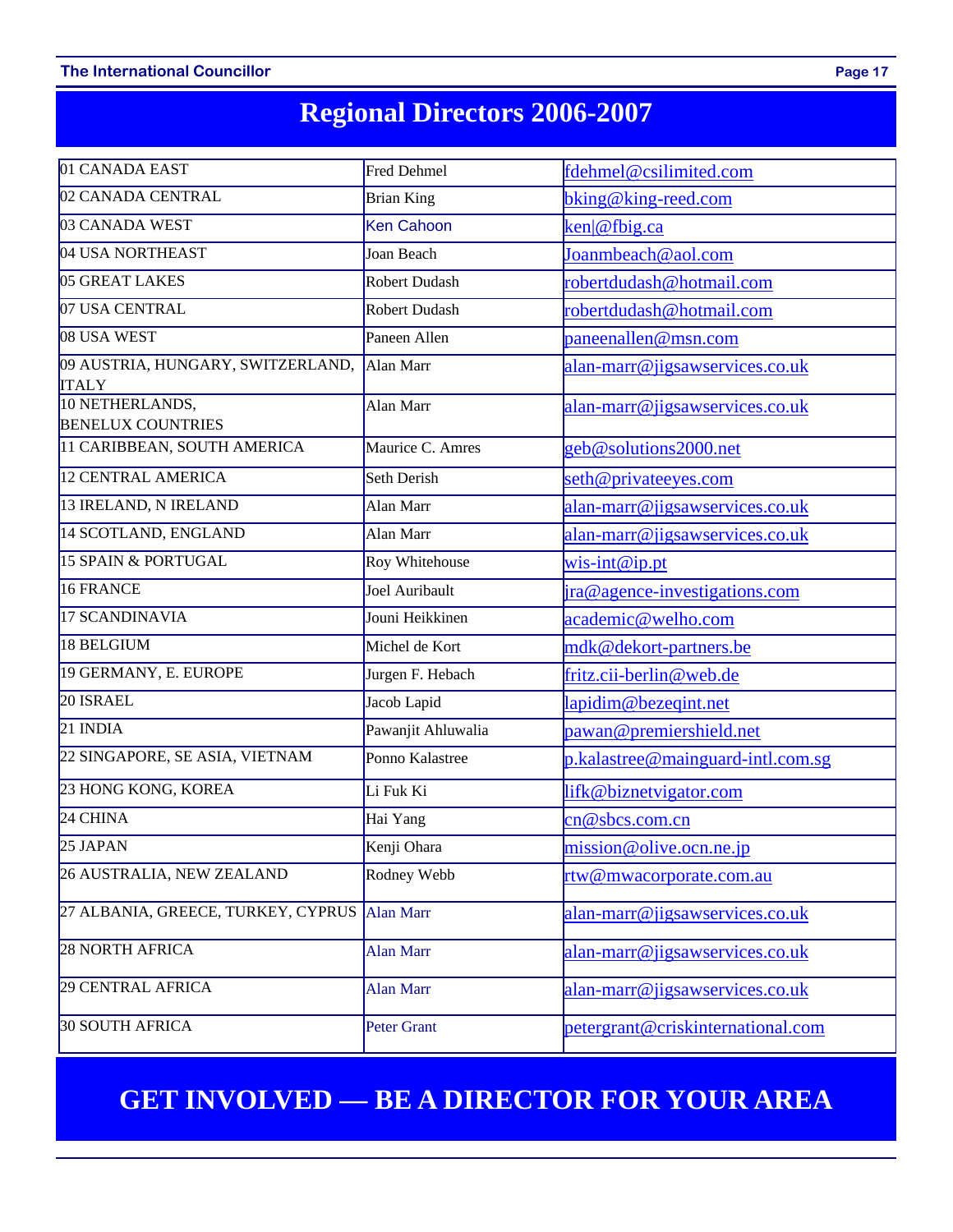# Regional Directors 2006-2007

| | | |
|---|---|---|
| 01 CANADA EAST | Fred Dehmel | fdehmel@csilimited.com |
| 02 CANADA CENTRAL | Brian King | bking@king-reed.com |
| 03 CANADA WEST | Ken Cahoon | ken\|@fbig.ca |
| 04 USA NORTHEAST | Joan Beach | Joanmbeach@aol.com |
| 05 GREAT LAKES | Robert Dudash | robertdudash@hotmail.com |
| 07 USA CENTRAL | Robert Dudash | robertdudash@hotmail.com |
| 08 USA WEST | Paneen Allen | paneenallen@msn.com |
| 09 AUSTRIA, HUNGARY, SWITZERLAND, ITALY | Alan Marr | alan-marr@jigsawservices.co.uk |
| 10 NETHERLANDS, BENELUX COUNTRIES | Alan Marr | alan-marr@jigsawservices.co.uk |
| 11 CARIBBEAN, SOUTH AMERICA | Maurice C. Amres | geb@solutions2000.net |
| 12 CENTRAL AMERICA | Seth Derish | seth@privateeyes.com |
| 13 IRELAND, N IRELAND | Alan Marr | alan-marr@jigsawservices.co.uk |
| 14 SCOTLAND, ENGLAND | Alan Marr | alan-marr@jigsawservices.co.uk |
| 15 SPAIN & PORTUGAL | Roy Whitehouse | wis-int@ip.pt |
| 16 FRANCE | Joel Auribault | jra@agence-investigations.com |
| 17 SCANDINAVIA | Jouni Heikkinen | academic@welho.com |
| 18 BELGIUM | Michel de Kort | mdk@dekort-partners.be |
| 19 GERMANY, E. EUROPE | Jurgen F. Hebach | fritz.cii-berlin@web.de |
| 20 ISRAEL | Jacob Lapid | lapidim@bezeqint.net |
| 21 INDIA | Pawanjit Ahluwalia | pawan@premiershield.net |
| 22 SINGAPORE, SE ASIA, VIETNAM | Ponno Kalastree | p.kalastree@mainguard-intl.com.sg |
| 23 HONG KONG, KOREA | Li Fuk Ki | lifk@biznetvigator.com |
| 24 CHINA | Hai Yang | cn@sbcs.com.cn |
| 25 JAPAN | Kenji Ohara | mission@olive.ocn.ne.jp |
| 26 AUSTRALIA, NEW ZEALAND | Rodney Webb | rtw@mwacorporate.com.au |
| 27 ALBANIA, GREECE, TURKEY, CYPRUS | Alan Marr | alan-marr@jigsawservices.co.uk |
| 28 NORTH AFRICA | Alan Marr | alan-marr@jigsawservices.co.uk |
| 29 CENTRAL AFRICA | Alan Marr | alan-marr@jigsawservices.co.uk |
| 30 SOUTH AFRICA | Peter Grant | petergrant@criskinternational.com |

## GET INVOLVED — BE A DIRECTOR FOR YOUR AREA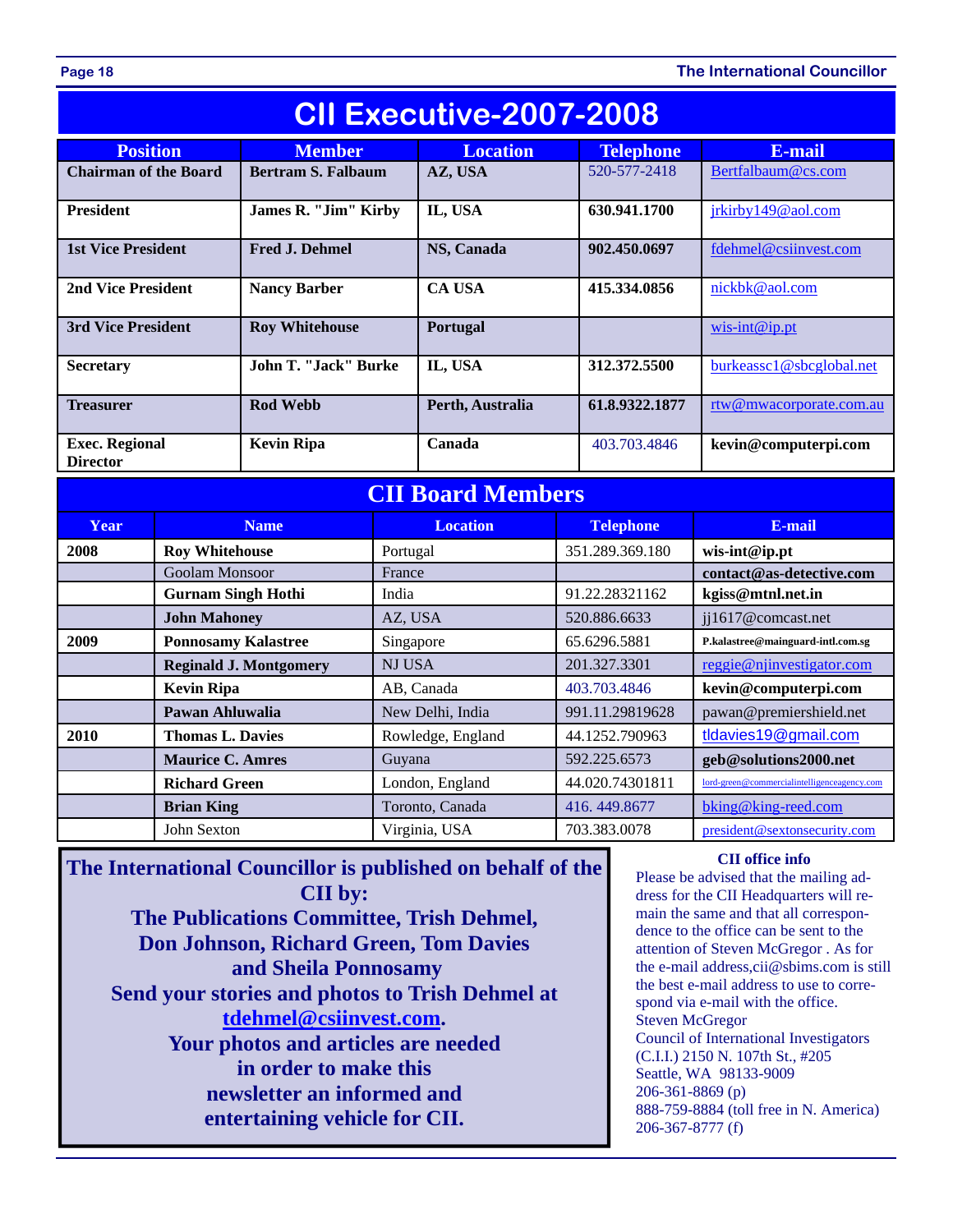# CII Executive-2007-2008

| Position | Member | Location | Telephone | E-mail |
|---|---|---|---|---|
| **Chairman of the Board** | **Bertram S. Falbaum** | **AZ, USA** | 520-577-2418 | Bertfalbaum@cs.com |
| **President** | **James R. "Jim" Kirby** | **IL, USA** | **630.941.1700** | jrkirby149@aol.com |
| **1st Vice President** | **Fred J. Dehmel** | **NS, Canada** | **902.450.0697** | fdehmel@csiinvest.com |
| **2nd Vice President** | **Nancy Barber** | **CA USA** | **415.334.0856** | nickbk@aol.com |
| **3rd Vice President** | **Roy Whitehouse** | **Portugal** | | wis-int@ip.pt |
| **Secretary** | **John T. "Jack" Burke** | **IL, USA** | **312.372.5500** | burkeassc1@sbcglobal.net |
| **Treasurer** | **Rod Webb** | **Perth, Australia** | **61.8.9322.1877** | rtw@mwacorporate.com.au |
| **Exec. Regional Director** | **Kevin Ripa** | **Canada** | 403.703.4846 | **kevin@computerpi.com** |

## CII Board Members

| Year | Name | Location | Telephone | E-mail |
|---|---|---|---|---|
| **2008** | **Roy Whitehouse** | Portugal | 351.289.369.180 | **wis-int@ip.pt** |
| | Goolam Monsoor | France | | **contact@as-detective.com** |
| | **Gurnam Singh Hothi** | India | 91.22.28321162 | **kgiss@mtnl.net.in** |
| | **John Mahoney** | AZ, USA | 520.886.6633 | jj1617@comcast.net |
| **2009** | **Ponnosamy Kalastree** | Singapore | 65.6296.5881 | **P.kalastree@mainguard-intl.com.sg** |
| | **Reginald J. Montgomery** | NJ USA | 201.327.3301 | reggie@njinvestigator.com |
| | **Kevin Ripa** | AB, Canada | 403.703.4846 | **kevin@computerpi.com** |
| | **Pawan Ahluwalia** | New Delhi, India | 991.11.29819628 | pawan@premiershield.net |
| **2010** | **Thomas L. Davies** | Rowledge, England | 44.1252.790963 | tldavies19@gmail.com |
| | **Maurice C. Amres** | Guyana | 592.225.6573 | **geb@solutions2000.net** |
| | **Richard Green** | London, England | 44.020.74301811 | lord-green@commercialintelligenceagency.com |
| | **Brian King** | Toronto, Canada | 416. 449.8677 | bking@king-reed.com |
| | John Sexton | Virginia, USA | 703.383.0078 | president@sextonsecurity.com |

**The International Councillor is published on behalf of the CII by:**
**The Publications Committee, Trish Dehmel, Don Johnson, Richard Green, Tom Davies and Sheila Ponnosamy**
**Send your stories and photos to Trish Dehmel at tdehmel@csiinvest.com.**
**Your photos and articles are needed in order to make this newsletter an informed and entertaining vehicle for CII.**

**CII office info**

Please be advised that the mailing address for the CII Headquarters will remain the same and that all correspondence to the office can be sent to the attention of Steven McGregor . As for the e-mail address,cii@sbims.com is still the best e-mail address to use to correspond via e-mail with the office.

Steven McGregor
Council of International Investigators (C.I.I.) 2150 N. 107th St., #205
Seattle, WA 98133-9009
206-361-8869 (p)
888-759-8884 (toll free in N. America)
206-367-8777 (f)